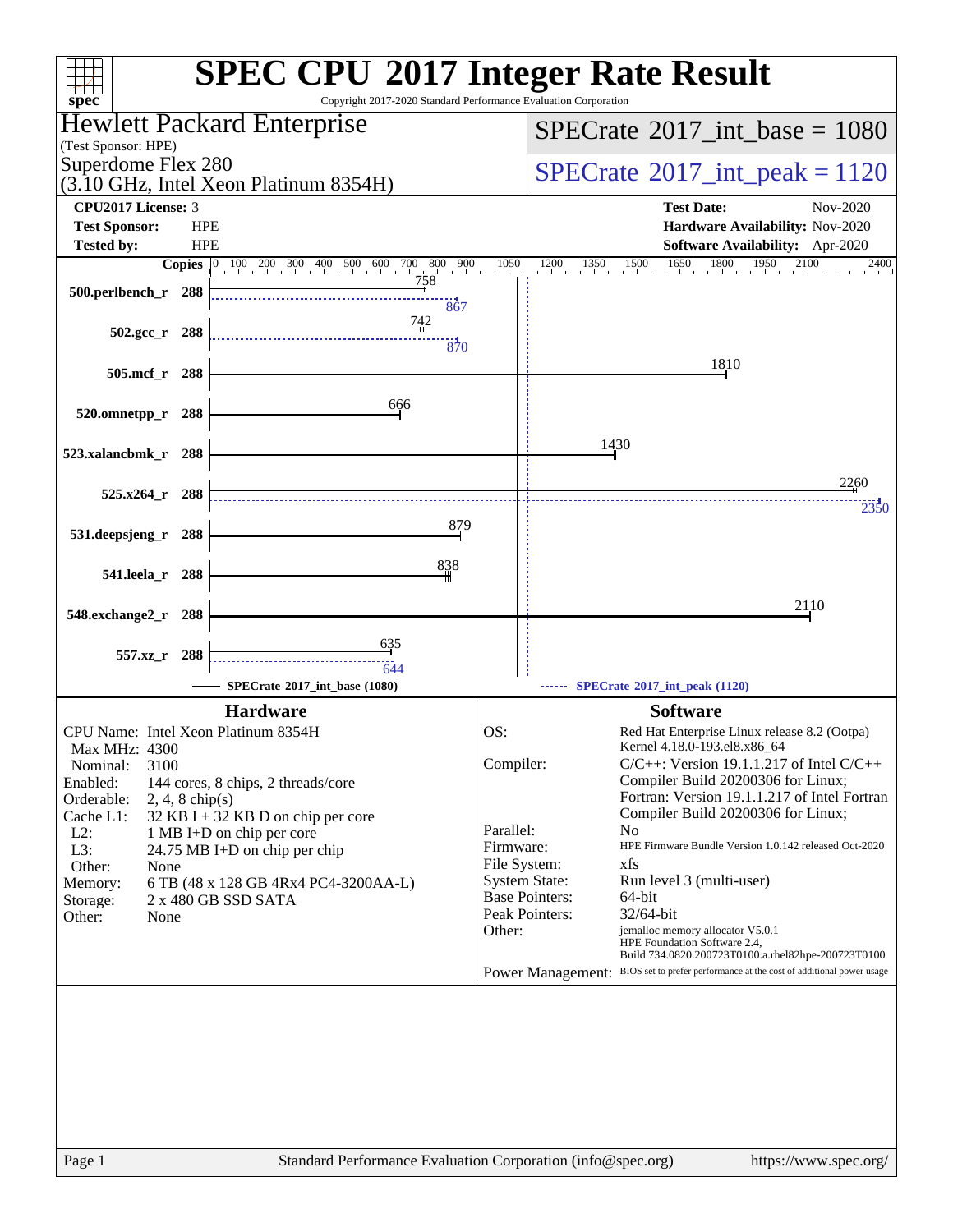# SPEC CPU 2017 Integer Rate Result

Copyright 2017-2020 Standard Performance Evaluation Corporation

**Hewlett Packard Enterprise**
(Test Sponsor: HPE)

**Superdome Flex 280**
(3.10 GHz, Intel Xeon Platinum 8354H)

**SPECrate 2017_int_base = 1080**

**SPECrate 2017_int_peak = 1120**

| | | | |
|---|---|---|---|
| **CPU2017 License:** | 3 | **Test Date:** | Nov-2020 |
| **Test Sponsor:** | HPE | **Hardware Availability:** | Nov-2020 |
| **Tested by:** | HPE | **Software Availability:** | Apr-2020 |

| Benchmark | Copies | Base | Peak |
|---|---|---|---|
| 500.perlbench_r | 288 | 758 | 867 |
| 502.gcc_r | 288 | 742 | 870 |
| 505.mcf_r | 288 | 1810 | |
| 520.omnetpp_r | 288 | 666 | |
| 523.xalancbmk_r | 288 | 1430 | |
| 525.x264_r | 288 | 2260 | 2350 |
| 531.deepsjeng_r | 288 | 879 | |
| 541.leela_r | 288 | 838 | |
| 548.exchange2_r | 288 | 2110 | |
| 557.xz_r | 288 | 635 | 644 |

SPECrate 2017_int_base (1080) — SPECrate 2017_int_peak (1120)

## Hardware

| | |
|---|---|
| CPU Name: | Intel Xeon Platinum 8354H |
| Max MHz: | 4300 |
| Nominal: | 3100 |
| Enabled: | 144 cores, 8 chips, 2 threads/core |
| Orderable: | 2, 4, 8 chip(s) |
| Cache L1: | 32 KB I + 32 KB D on chip per core |
| L2: | 1 MB I+D on chip per core |
| L3: | 24.75 MB I+D on chip per chip |
| Other: | None |
| Memory: | 6 TB (48 x 128 GB 4Rx4 PC4-3200AA-L) |
| Storage: | 2 x 480 GB SSD SATA |
| Other: | None |

## Software

| | |
|---|---|
| OS: | Red Hat Enterprise Linux release 8.2 (Ootpa) Kernel 4.18.0-193.el8.x86_64 |
| Compiler: | C/C++: Version 19.1.1.217 of Intel C/C++ Compiler Build 20200306 for Linux; Fortran: Version 19.1.1.217 of Intel Fortran Compiler Build 20200306 for Linux; |
| Parallel: | No |
| Firmware: | HPE Firmware Bundle Version 1.0.142 released Oct-2020 |
| File System: | xfs |
| System State: | Run level 3 (multi-user) |
| Base Pointers: | 64-bit |
| Peak Pointers: | 32/64-bit |
| Other: | jemalloc memory allocator V5.0.1 HPE Foundation Software 2.4, Build 734.0820.200723T0100.a.rhel82hpe-200723T0100 |
| Power Management: | BIOS set to prefer performance at the cost of additional power usage |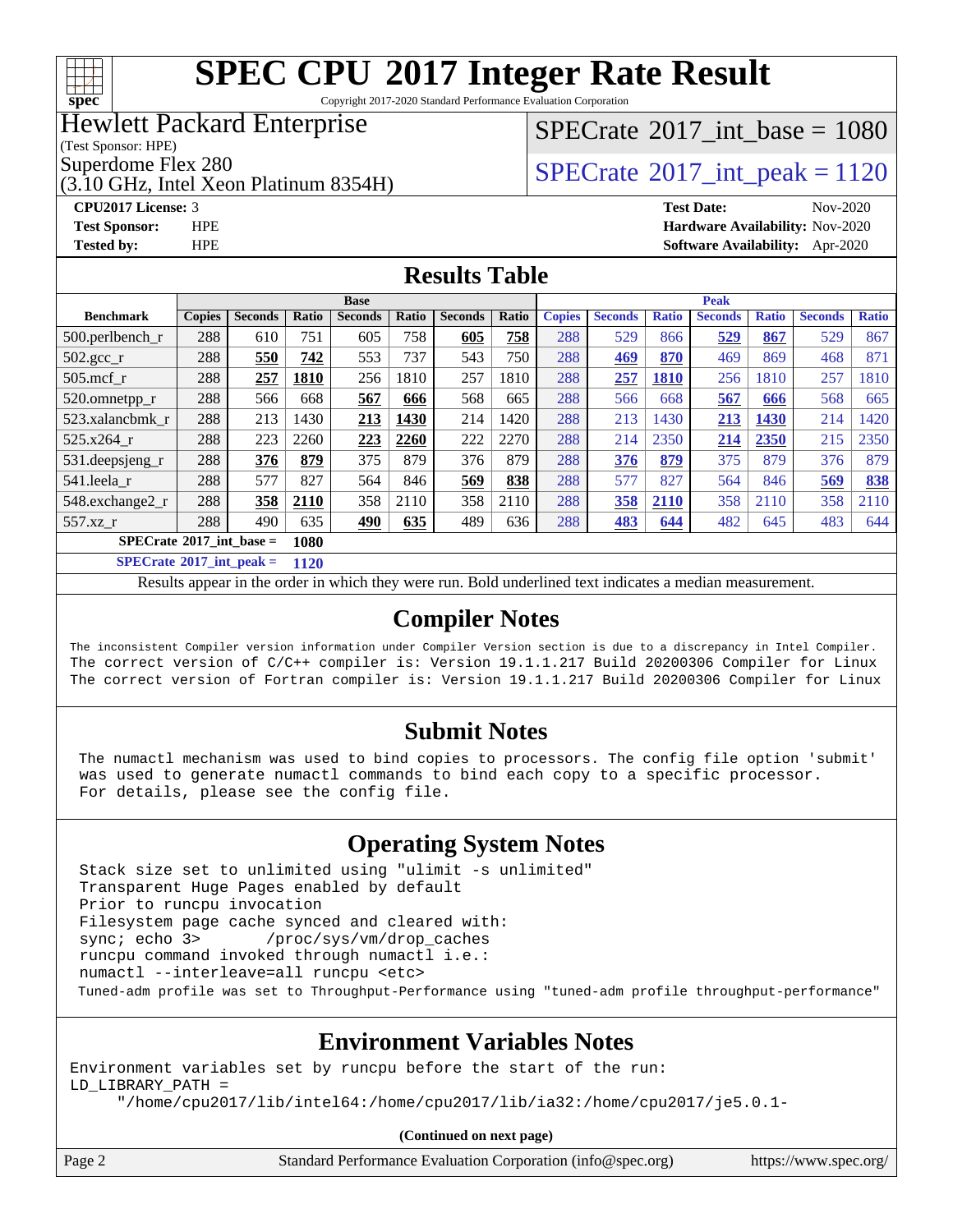# SPEC CPU 2017 Integer Rate Result

Copyright 2017-2020 Standard Performance Evaluation Corporation

Hewlett Packard Enterprise
(Test Sponsor: HPE)
Superdome Flex 280
(3.10 GHz, Intel Xeon Platinum 8354H)

SPECrate 2017_int_base = 1080

SPECrate 2017_int_peak = 1120

**CPU2017 License:** 3
**Test Sponsor:** HPE
**Tested by:** HPE

**Test Date:** Nov-2020
**Hardware Availability:** Nov-2020
**Software Availability:** Apr-2020

## Results Table

| Benchmark | Base | | | | | | | Peak | | | | | | |
|---|---|---|---|---|---|---|---|---|---|---|---|---|---|---|
| | Copies | Seconds | Ratio | Seconds | Ratio | Seconds | Ratio | Copies | Seconds | Ratio | Seconds | Ratio | Seconds | Ratio |
| 500.perlbench_r | 288 | 610 | 751 | 605 | 758 | **605** | **758** | 288 | 529 | 866 | **529** | **867** | 529 | 867 |
| 502.gcc_r | 288 | **550** | **742** | 553 | 737 | 543 | 750 | 288 | **469** | **870** | 469 | 869 | 468 | 871 |
| 505.mcf_r | 288 | **257** | **1810** | 256 | 1810 | 257 | 1810 | 288 | **257** | **1810** | 256 | 1810 | 257 | 1810 |
| 520.omnetpp_r | 288 | 566 | 668 | **567** | **666** | 568 | 665 | 288 | 566 | 668 | **567** | **666** | 568 | 665 |
| 523.xalancbmk_r | 288 | 213 | 1430 | **213** | **1430** | 214 | 1420 | 288 | 213 | 1430 | **213** | **1430** | 214 | 1420 |
| 525.x264_r | 288 | 223 | 2260 | **223** | **2260** | 222 | 2270 | 288 | 214 | 2350 | **214** | **2350** | 215 | 2350 |
| 531.deepsjeng_r | 288 | **376** | **879** | 375 | 879 | 376 | 879 | 288 | **376** | **879** | 375 | 879 | 376 | 879 |
| 541.leela_r | 288 | 577 | 827 | 564 | 846 | **569** | **838** | 288 | 577 | 827 | 564 | 846 | **569** | **838** |
| 548.exchange2_r | 288 | **358** | **2110** | 358 | 2110 | 358 | 2110 | 288 | **358** | **2110** | 358 | 2110 | 358 | 2110 |
| 557.xz_r | 288 | 490 | 635 | **490** | **635** | 489 | 636 | 288 | **483** | **644** | 482 | 645 | 483 | 644 |

**SPECrate 2017_int_base = 1080**

**SPECrate 2017_int_peak = 1120**

Results appear in the order in which they were run. Bold underlined text indicates a median measurement.

## Compiler Notes

```
The inconsistent Compiler version information under Compiler Version section is due to a discrepancy in Intel Compiler.
The correct version of C/C++ compiler is: Version 19.1.1.217 Build 20200306 Compiler for Linux
The correct version of Fortran compiler is: Version 19.1.1.217 Build 20200306 Compiler for Linux
```

## Submit Notes

```
The numactl mechanism was used to bind copies to processors. The config file option 'submit'
was used to generate numactl commands to bind each copy to a specific processor.
For details, please see the config file.
```

## Operating System Notes

```
Stack size set to unlimited using "ulimit -s unlimited"
Transparent Huge Pages enabled by default
Prior to runcpu invocation
Filesystem page cache synced and cleared with:
sync; echo 3>       /proc/sys/vm/drop_caches
runcpu command invoked through numactl i.e.:
numactl --interleave=all runcpu <etc>
Tuned-adm profile was set to Throughput-Performance using "tuned-adm profile throughput-performance"
```

## Environment Variables Notes

```
Environment variables set by runcpu before the start of the run:
LD_LIBRARY_PATH =
     "/home/cpu2017/lib/intel64:/home/cpu2017/lib/ia32:/home/cpu2017/je5.0.1-
```

**(Continued on next page)**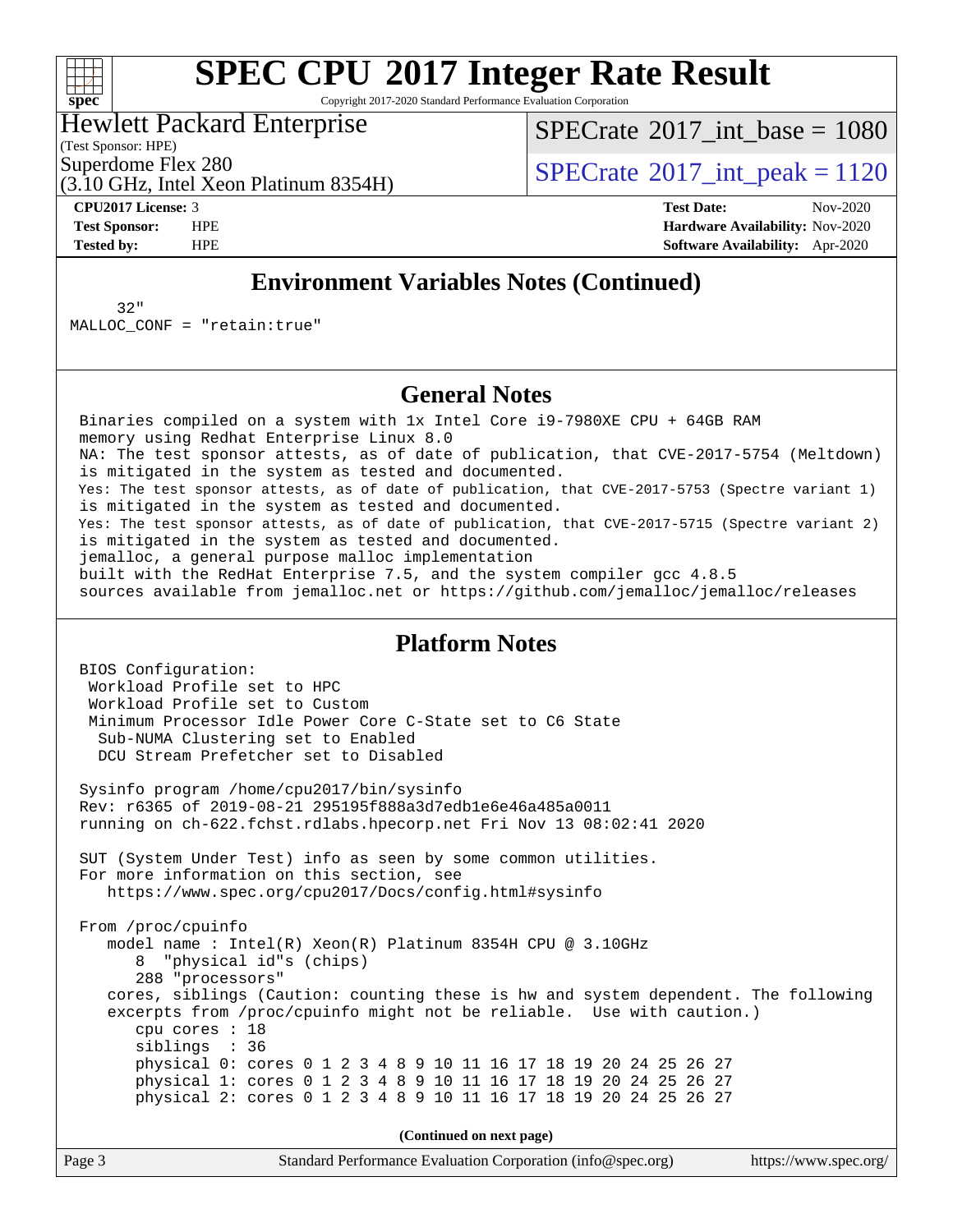# SPEC CPU 2017 Integer Rate Result

Copyright 2017-2020 Standard Performance Evaluation Corporation

**Hewlett Packard Enterprise**
(Test Sponsor: HPE)
Superdome Flex 280
(3.10 GHz, Intel Xeon Platinum 8354H)

SPECrate 2017_int_base = 1080
SPECrate 2017_int_peak = 1120

**CPU2017 License:** 3
**Test Sponsor:** HPE
**Tested by:** HPE

**Test Date:** Nov-2020
**Hardware Availability:** Nov-2020
**Software Availability:** Apr-2020

## Environment Variables Notes (Continued)

```
     32"
MALLOC_CONF = "retain:true"
```

## General Notes

```
Binaries compiled on a system with 1x Intel Core i9-7980XE CPU + 64GB RAM
memory using Redhat Enterprise Linux 8.0
NA: The test sponsor attests, as of date of publication, that CVE-2017-5754 (Meltdown)
is mitigated in the system as tested and documented.
Yes: The test sponsor attests, as of date of publication, that CVE-2017-5753 (Spectre variant 1)
is mitigated in the system as tested and documented.
Yes: The test sponsor attests, as of date of publication, that CVE-2017-5715 (Spectre variant 2)
is mitigated in the system as tested and documented.
jemalloc, a general purpose malloc implementation
built with the RedHat Enterprise 7.5, and the system compiler gcc 4.8.5
sources available from jemalloc.net or https://github.com/jemalloc/jemalloc/releases
```

## Platform Notes

```
BIOS Configuration:
 Workload Profile set to HPC
 Workload Profile set to Custom
 Minimum Processor Idle Power Core C-State set to C6 State
  Sub-NUMA Clustering set to Enabled
  DCU Stream Prefetcher set to Disabled

Sysinfo program /home/cpu2017/bin/sysinfo
Rev: r6365 of 2019-08-21 295195f888a3d7edb1e6e46a485a0011
running on ch-622.fchst.rdlabs.hpecorp.net Fri Nov 13 08:02:41 2020

SUT (System Under Test) info as seen by some common utilities.
For more information on this section, see
   https://www.spec.org/cpu2017/Docs/config.html#sysinfo

From /proc/cpuinfo
   model name : Intel(R) Xeon(R) Platinum 8354H CPU @ 3.10GHz
      8  "physical id"s (chips)
      288 "processors"
   cores, siblings (Caution: counting these is hw and system dependent. The following
   excerpts from /proc/cpuinfo might not be reliable.  Use with caution.)
      cpu cores : 18
      siblings  : 36
      physical 0: cores 0 1 2 3 4 8 9 10 11 16 17 18 19 20 24 25 26 27
      physical 1: cores 0 1 2 3 4 8 9 10 11 16 17 18 19 20 24 25 26 27
      physical 2: cores 0 1 2 3 4 8 9 10 11 16 17 18 19 20 24 25 26 27
```

**(Continued on next page)**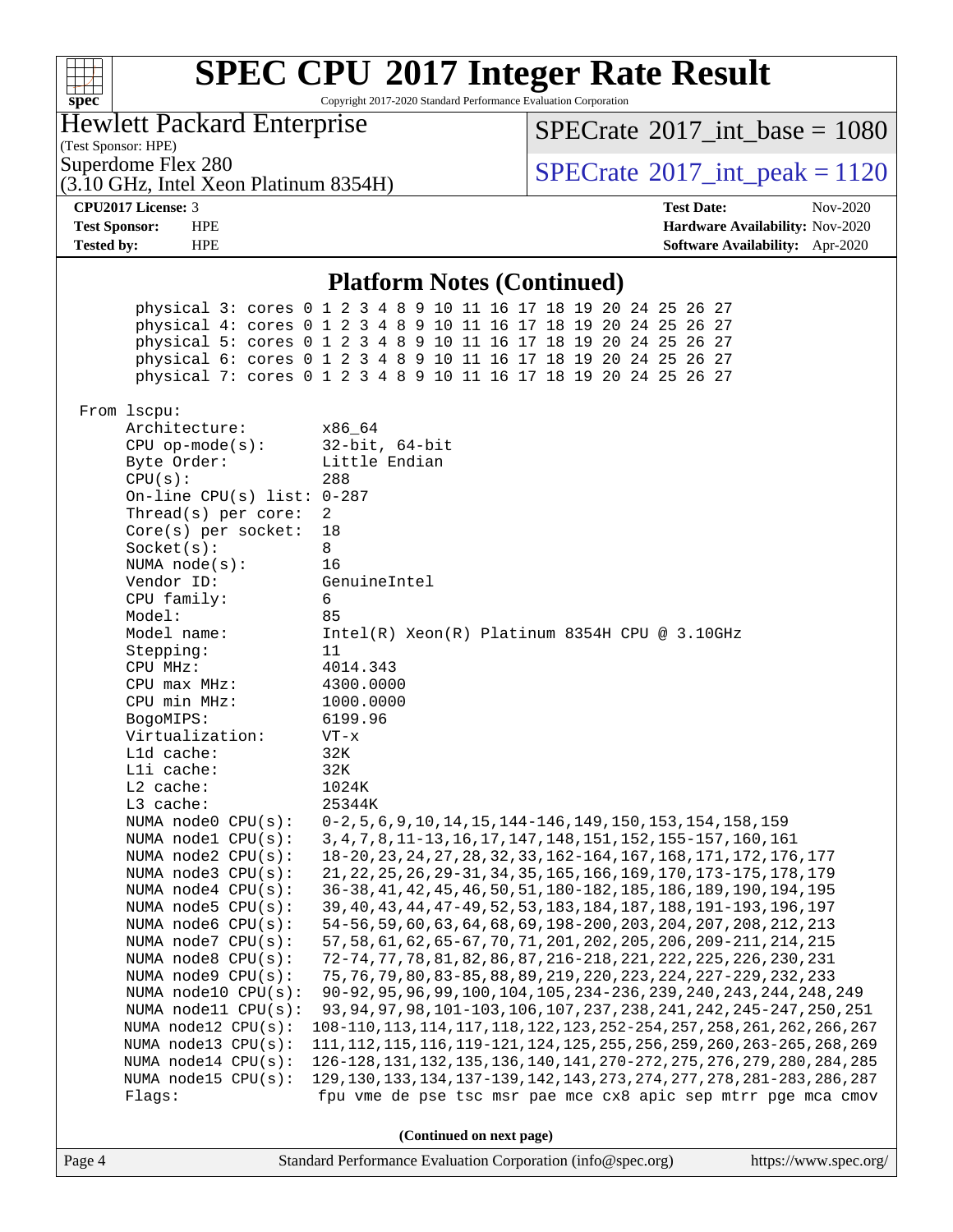## Platform Notes (Continued)

```
       physical 3: cores 0 1 2 3 4 8 9 10 11 16 17 18 19 20 24 25 26 27
       physical 4: cores 0 1 2 3 4 8 9 10 11 16 17 18 19 20 24 25 26 27
       physical 5: cores 0 1 2 3 4 8 9 10 11 16 17 18 19 20 24 25 26 27
       physical 6: cores 0 1 2 3 4 8 9 10 11 16 17 18 19 20 24 25 26 27
       physical 7: cores 0 1 2 3 4 8 9 10 11 16 17 18 19 20 24 25 26 27

 From lscpu:
      Architecture:          x86_64
      CPU op-mode(s):        32-bit, 64-bit
      Byte Order:            Little Endian
      CPU(s):                288
      On-line CPU(s) list:   0-287
      Thread(s) per core:    2
      Core(s) per socket:    18
      Socket(s):             8
      NUMA node(s):          16
      Vendor ID:             GenuineIntel
      CPU family:            6
      Model:                 85
      Model name:            Intel(R) Xeon(R) Platinum 8354H CPU @ 3.10GHz
      Stepping:              11
      CPU MHz:               4014.343
      CPU max MHz:           4300.0000
      CPU min MHz:           1000.0000
      BogoMIPS:              6199.96
      Virtualization:        VT-x
      L1d cache:             32K
      L1i cache:             32K
      L2 cache:              1024K
      L3 cache:              25344K
      NUMA node0 CPU(s):     0-2,5,6,9,10,14,15,144-146,149,150,153,154,158,159
      NUMA node1 CPU(s):     3,4,7,8,11-13,16,17,147,148,151,152,155-157,160,161
      NUMA node2 CPU(s):     18-20,23,24,27,28,32,33,162-164,167,168,171,172,176,177
      NUMA node3 CPU(s):     21,22,25,26,29-31,34,35,165,166,169,170,173-175,178,179
      NUMA node4 CPU(s):     36-38,41,42,45,46,50,51,180-182,185,186,189,190,194,195
      NUMA node5 CPU(s):     39,40,43,44,47-49,52,53,183,184,187,188,191-193,196,197
      NUMA node6 CPU(s):     54-56,59,60,63,64,68,69,198-200,203,204,207,208,212,213
      NUMA node7 CPU(s):     57,58,61,62,65-67,70,71,201,202,205,206,209-211,214,215
      NUMA node8 CPU(s):     72-74,77,78,81,82,86,87,216-218,221,222,225,226,230,231
      NUMA node9 CPU(s):     75,76,79,80,83-85,88,89,219,220,223,224,227-229,232,233
      NUMA node10 CPU(s):    90-92,95,96,99,100,104,105,234-236,239,240,243,244,248,249
      NUMA node11 CPU(s):    93,94,97,98,101-103,106,107,237,238,241,242,245-247,250,251
      NUMA node12 CPU(s):    108-110,113,114,117,118,122,123,252-254,257,258,261,262,266,267
      NUMA node13 CPU(s):    111,112,115,116,119-121,124,125,255,256,259,260,263-265,268,269
      NUMA node14 CPU(s):    126-128,131,132,135,136,140,141,270-272,275,276,279,280,284,285
      NUMA node15 CPU(s):    129,130,133,134,137-139,142,143,273,274,277,278,281-283,286,287
      Flags:                 fpu vme de pse tsc msr pae mce cx8 apic sep mtrr pge mca cmov
```

(Continued on next page)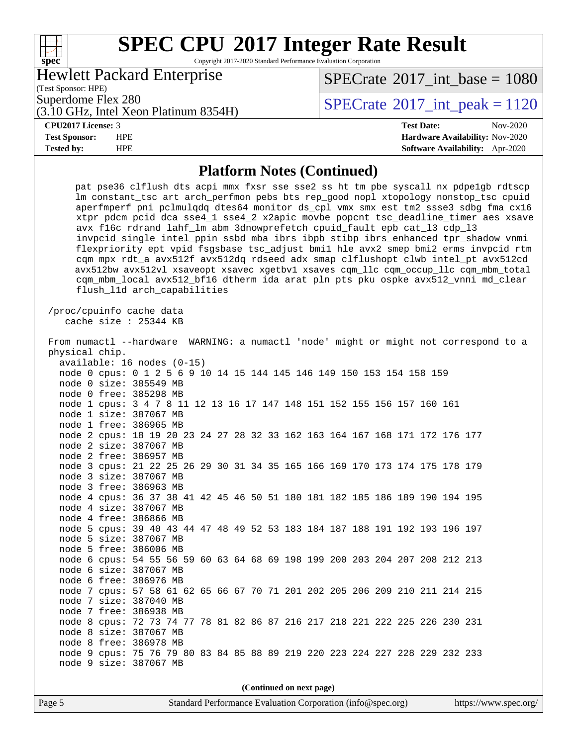## Platform Notes (Continued)

```
pat pse36 clflush dts acpi mmx fxsr sse sse2 ss ht tm pbe syscall nx pdpe1gb rdtscp
lm constant_tsc art arch_perfmon pebs bts rep_good nopl xtopology nonstop_tsc cpuid
aperfmperf pni pclmulqdq dtes64 monitor ds_cpl vmx smx est tm2 ssse3 sdbg fma cx16
xtpr pdcm pcid dca sse4_1 sse4_2 x2apic movbe popcnt tsc_deadline_timer aes xsave
avx f16c rdrand lahf_lm abm 3dnowprefetch cpuid_fault epb cat_l3 cdp_l3
invpcid_single intel_ppin ssbd mba ibrs ibpb stibp ibrs_enhanced tpr_shadow vnmi
flexpriority ept vpid fsgsbase tsc_adjust bmi1 hle avx2 smep bmi2 erms invpcid rtm
cqm mpx rdt_a avx512f avx512dq rdseed adx smap clflushopt clwb intel_pt avx512cd
avx512bw avx512vl xsaveopt xsavec xgetbv1 xsaves cqm_llc cqm_occup_llc cqm_mbm_total
cqm_mbm_local avx512_bf16 dtherm ida arat pln pts pku ospke avx512_vnni md_clear
flush_l1d arch_capabilities

/proc/cpuinfo cache data
   cache size : 25344 KB

From numactl --hardware  WARNING: a numactl 'node' might or might not correspond to a
physical chip.
  available: 16 nodes (0-15)
  node 0 cpus: 0 1 2 5 6 9 10 14 15 144 145 146 149 150 153 154 158 159
  node 0 size: 385549 MB
  node 0 free: 385298 MB
  node 1 cpus: 3 4 7 8 11 12 13 16 17 147 148 151 152 155 156 157 160 161
  node 1 size: 387067 MB
  node 1 free: 386965 MB
  node 2 cpus: 18 19 20 23 24 27 28 32 33 162 163 164 167 168 171 172 176 177
  node 2 size: 387067 MB
  node 2 free: 386957 MB
  node 3 cpus: 21 22 25 26 29 30 31 34 35 165 166 169 170 173 174 175 178 179
  node 3 size: 387067 MB
  node 3 free: 386963 MB
  node 4 cpus: 36 37 38 41 42 45 46 50 51 180 181 182 185 186 189 190 194 195
  node 4 size: 387067 MB
  node 4 free: 386866 MB
  node 5 cpus: 39 40 43 44 47 48 49 52 53 183 184 187 188 191 192 193 196 197
  node 5 size: 387067 MB
  node 5 free: 386006 MB
  node 6 cpus: 54 55 56 59 60 63 64 68 69 198 199 200 203 204 207 208 212 213
  node 6 size: 387067 MB
  node 6 free: 386976 MB
  node 7 cpus: 57 58 61 62 65 66 67 70 71 201 202 205 206 209 210 211 214 215
  node 7 size: 387040 MB
  node 7 free: 386938 MB
  node 8 cpus: 72 73 74 77 78 81 82 86 87 216 217 218 221 222 225 226 230 231
  node 8 size: 387067 MB
  node 8 free: 386978 MB
  node 9 cpus: 75 76 79 80 83 84 85 88 89 219 220 223 224 227 228 229 232 233
  node 9 size: 387067 MB
```

(Continued on next page)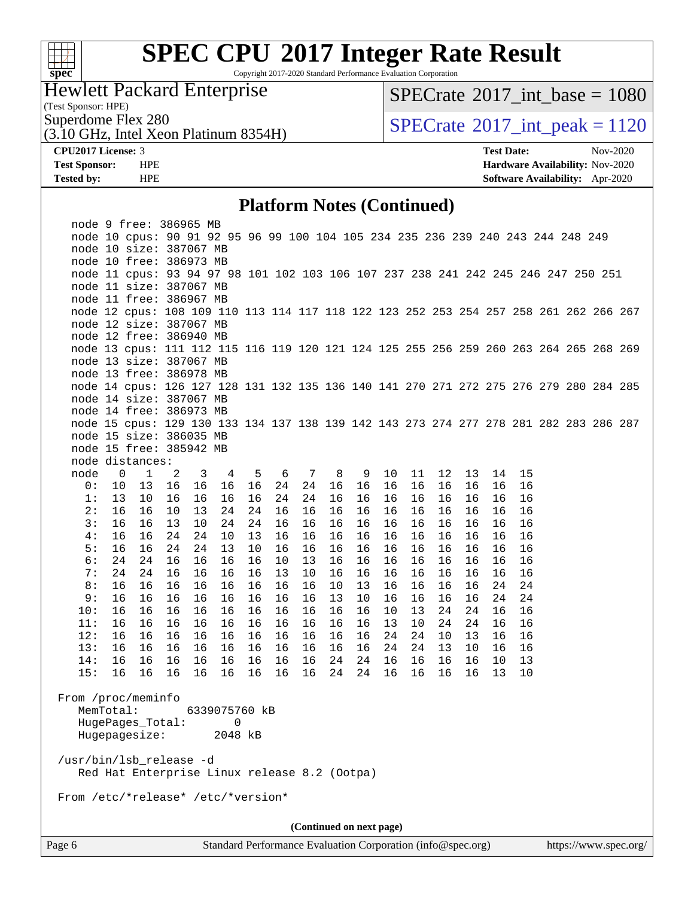# SPEC CPU 2017 Integer Rate Result

Copyright 2017-2020 Standard Performance Evaluation Corporation

**Hewlett Packard Enterprise**
(Test Sponsor: HPE)
Superdome Flex 280
(3.10 GHz, Intel Xeon Platinum 8354H)

SPECrate 2017_int_base = 1080
SPECrate 2017_int_peak = 1120

**CPU2017 License:** 3
**Test Sponsor:** HPE
**Tested by:** HPE

**Test Date:** Nov-2020
**Hardware Availability:** Nov-2020
**Software Availability:** Apr-2020

## Platform Notes (Continued)

```
node 9 free: 386965 MB
node 10 cpus: 90 91 92 95 96 99 100 104 105 234 235 236 239 240 243 244 248 249
node 10 size: 387067 MB
node 10 free: 386973 MB
node 11 cpus: 93 94 97 98 101 102 103 106 107 237 238 241 242 245 246 247 250 251
node 11 size: 387067 MB
node 11 free: 386967 MB
node 12 cpus: 108 109 110 113 114 117 118 122 123 252 253 254 257 258 261 262 266 267
node 12 size: 387067 MB
node 12 free: 386940 MB
node 13 cpus: 111 112 115 116 119 120 121 124 125 255 256 259 260 263 264 265 268 269
node 13 size: 387067 MB
node 13 free: 386978 MB
node 14 cpus: 126 127 128 131 132 135 136 140 141 270 271 272 275 276 279 280 284 285
node 14 size: 387067 MB
node 14 free: 386973 MB
node 15 cpus: 129 130 133 134 137 138 139 142 143 273 274 277 278 281 282 283 286 287
node 15 size: 386035 MB
node 15 free: 385942 MB
node distances:
node   0   1   2   3   4   5   6   7   8   9  10  11  12  13  14  15
  0:  10  13  16  16  16  16  24  24  16  16  16  16  16  16  16  16
  1:  13  10  16  16  16  16  24  24  16  16  16  16  16  16  16  16
  2:  16  16  10  13  24  24  16  16  16  16  16  16  16  16  16  16
  3:  16  16  13  10  24  24  16  16  16  16  16  16  16  16  16  16
  4:  16  16  24  24  10  13  16  16  16  16  16  16  16  16  16  16
  5:  16  16  24  24  13  10  16  16  16  16  16  16  16  16  16  16
  6:  24  24  16  16  16  16  10  13  16  16  16  16  16  16  16  16
  7:  24  24  16  16  16  16  13  10  16  16  16  16  16  16  16  16
  8:  16  16  16  16  16  16  16  16  10  13  16  16  16  16  24  24
  9:  16  16  16  16  16  16  16  16  13  10  16  16  16  16  24  24
 10:  16  16  16  16  16  16  16  16  16  16  10  13  24  24  16  16
 11:  16  16  16  16  16  16  16  16  16  16  13  10  24  24  16  16
 12:  16  16  16  16  16  16  16  16  16  16  24  24  10  13  16  16
 13:  16  16  16  16  16  16  16  16  16  16  24  24  13  10  16  16
 14:  16  16  16  16  16  16  16  16  24  24  16  16  16  16  10  13
 15:  16  16  16  16  16  16  16  16  24  24  16  16  16  16  13  10

From /proc/meminfo
   MemTotal:       6339075760 kB
   HugePages_Total:       0
   Hugepagesize:       2048 kB

/usr/bin/lsb_release -d
   Red Hat Enterprise Linux release 8.2 (Ootpa)

From /etc/*release* /etc/*version*
```

**(Continued on next page)**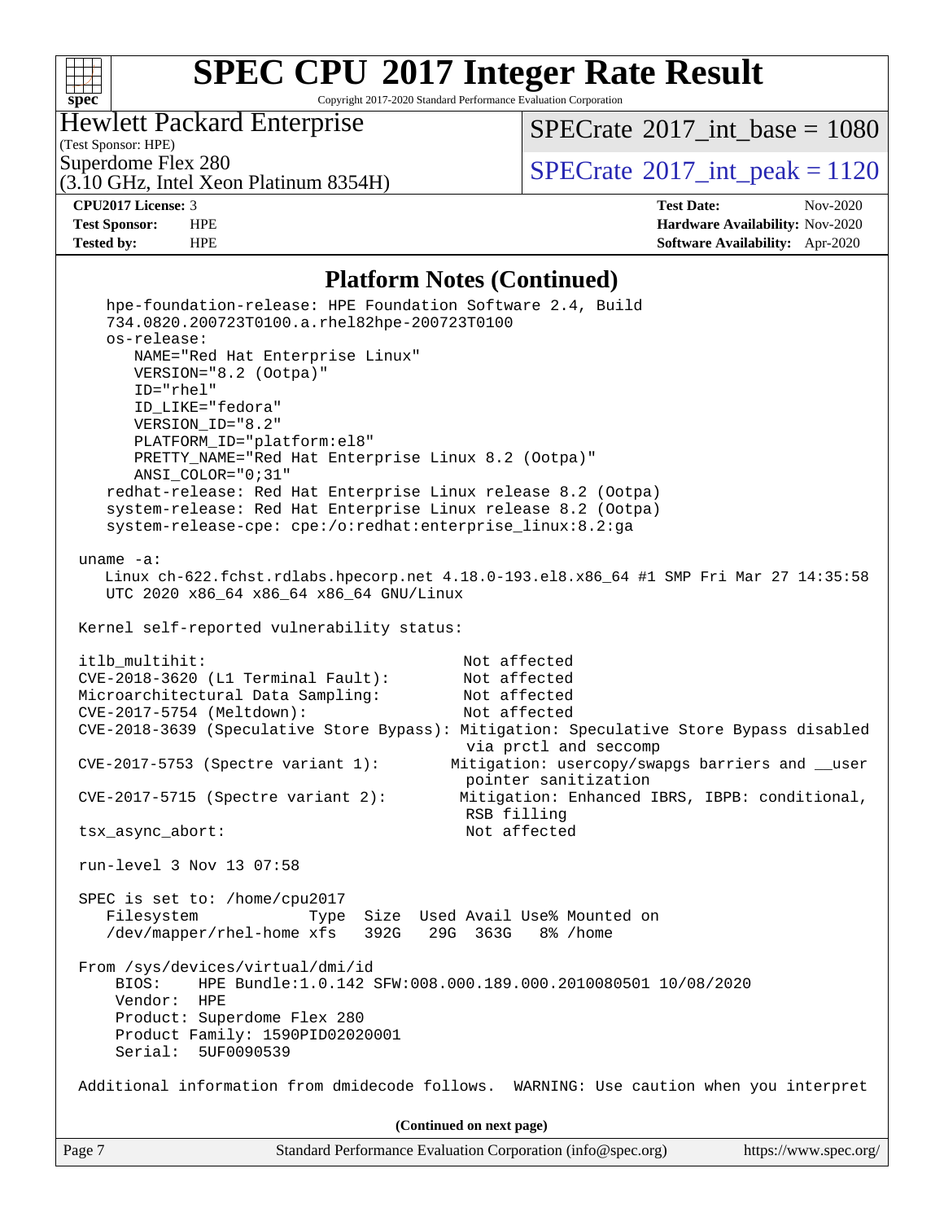# SPEC CPU 2017 Integer Rate Result

Copyright 2017-2020 Standard Performance Evaluation Corporation

**Hewlett Packard Enterprise**
(Test Sponsor: HPE)
Superdome Flex 280
(3.10 GHz, Intel Xeon Platinum 8354H)

SPECrate 2017_int_base = 1080
SPECrate 2017_int_peak = 1120

| | | | |
|---|---|---|---|
| **CPU2017 License:** | 3 | **Test Date:** | Nov-2020 |
| **Test Sponsor:** | HPE | **Hardware Availability:** | Nov-2020 |
| **Tested by:** | HPE | **Software Availability:** | Apr-2020 |

## Platform Notes (Continued)

```
    hpe-foundation-release: HPE Foundation Software 2.4, Build
    734.0820.200723T0100.a.rhel82hpe-200723T0100
    os-release:
       NAME="Red Hat Enterprise Linux"
       VERSION="8.2 (Ootpa)"
       ID="rhel"
       ID_LIKE="fedora"
       VERSION_ID="8.2"
       PLATFORM_ID="platform:el8"
       PRETTY_NAME="Red Hat Enterprise Linux 8.2 (Ootpa)"
       ANSI_COLOR="0;31"
    redhat-release: Red Hat Enterprise Linux release 8.2 (Ootpa)
    system-release: Red Hat Enterprise Linux release 8.2 (Ootpa)
    system-release-cpe: cpe:/o:redhat:enterprise_linux:8.2:ga

 uname -a:
    Linux ch-622.fchst.rdlabs.hpecorp.net 4.18.0-193.el8.x86_64 #1 SMP Fri Mar 27 14:35:58
    UTC 2020 x86_64 x86_64 x86_64 GNU/Linux

 Kernel self-reported vulnerability status:

 itlb_multihit:                                   Not affected
 CVE-2018-3620 (L1 Terminal Fault):               Not affected
 Microarchitectural Data Sampling:                Not affected
 CVE-2017-5754 (Meltdown):                        Not affected
 CVE-2018-3639 (Speculative Store Bypass): Mitigation: Speculative Store Bypass disabled
                                                  via prctl and seccomp
 CVE-2017-5753 (Spectre variant 1):              Mitigation: usercopy/swapgs barriers and __user
                                                  pointer sanitization
 CVE-2017-5715 (Spectre variant 2):               Mitigation: Enhanced IBRS, IBPB: conditional,
                                                  RSB filling
 tsx_async_abort:                                 Not affected

 run-level 3 Nov 13 07:58

 SPEC is set to: /home/cpu2017
    Filesystem             Type  Size  Used Avail Use% Mounted on
    /dev/mapper/rhel-home xfs   392G   29G  363G   8% /home

 From /sys/devices/virtual/dmi/id
     BIOS:    HPE Bundle:1.0.142 SFW:008.000.189.000.2010080501 10/08/2020
     Vendor:  HPE
     Product: Superdome Flex 280
     Product Family: 1590PID02020001
     Serial:  5UF0090539

 Additional information from dmidecode follows.  WARNING: Use caution when you interpret
```

**(Continued on next page)**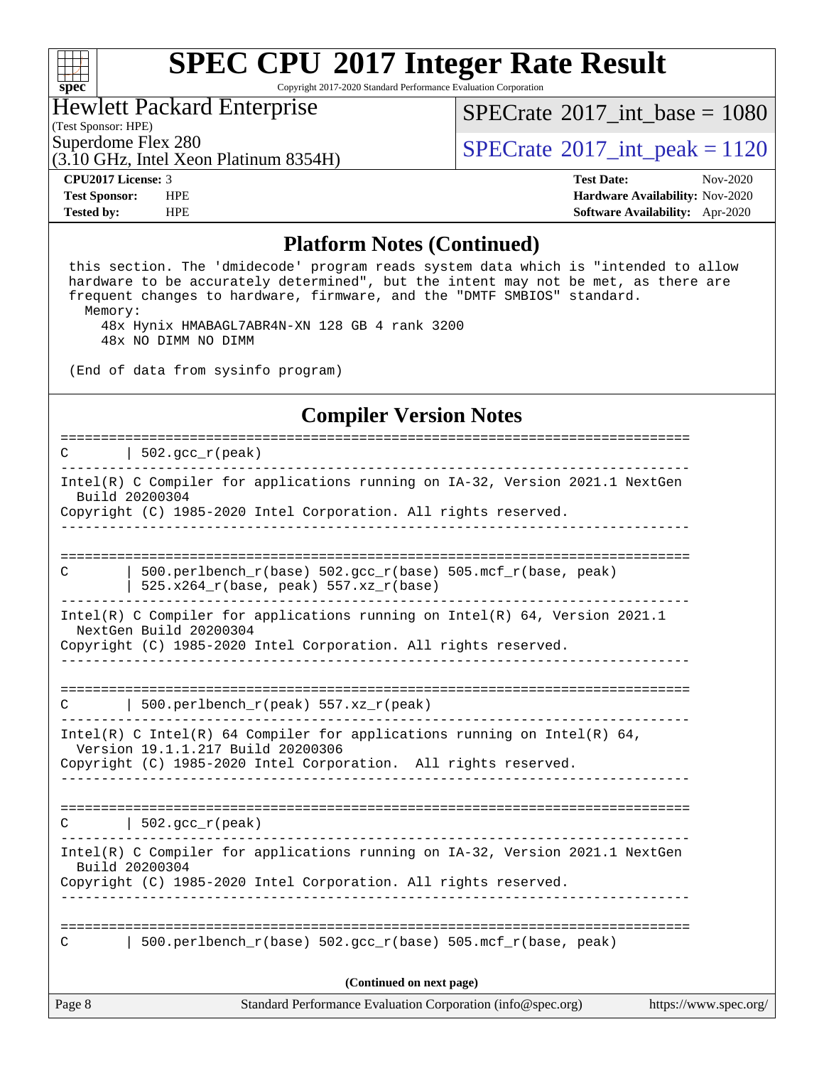# SPEC CPU 2017 Integer Rate Result

Copyright 2017-2020 Standard Performance Evaluation Corporation

**Hewlett Packard Enterprise**
(Test Sponsor: HPE)
Superdome Flex 280
(3.10 GHz, Intel Xeon Platinum 8354H)

SPECrate 2017_int_base = 1080
SPECrate 2017_int_peak = 1120

**CPU2017 License:** 3
**Test Sponsor:** HPE
**Tested by:** HPE

**Test Date:** Nov-2020
**Hardware Availability:** Nov-2020
**Software Availability:** Apr-2020

## Platform Notes (Continued)

```
 this section. The 'dmidecode' program reads system data which is "intended to allow
 hardware to be accurately determined", but the intent may not be met, as there are
 frequent changes to hardware, firmware, and the "DMTF SMBIOS" standard.
   Memory:
     48x Hynix HMABAGL7ABR4N-XN 128 GB 4 rank 3200
     48x NO DIMM NO DIMM

 (End of data from sysinfo program)
```

## Compiler Version Notes

```
==============================================================================
C       | 502.gcc_r(peak)
------------------------------------------------------------------------------
Intel(R) C Compiler for applications running on IA-32, Version 2021.1 NextGen
  Build 20200304
Copyright (C) 1985-2020 Intel Corporation. All rights reserved.
------------------------------------------------------------------------------

==============================================================================
C       | 500.perlbench_r(base) 502.gcc_r(base) 505.mcf_r(base, peak)
        | 525.x264_r(base, peak) 557.xz_r(base)
------------------------------------------------------------------------------
Intel(R) C Compiler for applications running on Intel(R) 64, Version 2021.1
  NextGen Build 20200304
Copyright (C) 1985-2020 Intel Corporation. All rights reserved.
------------------------------------------------------------------------------

==============================================================================
C       | 500.perlbench_r(peak) 557.xz_r(peak)
------------------------------------------------------------------------------
Intel(R) C Intel(R) 64 Compiler for applications running on Intel(R) 64,
  Version 19.1.1.217 Build 20200306
Copyright (C) 1985-2020 Intel Corporation.  All rights reserved.
------------------------------------------------------------------------------

==============================================================================
C       | 502.gcc_r(peak)
------------------------------------------------------------------------------
Intel(R) C Compiler for applications running on IA-32, Version 2021.1 NextGen
  Build 20200304
Copyright (C) 1985-2020 Intel Corporation. All rights reserved.
------------------------------------------------------------------------------

==============================================================================
C       | 500.perlbench_r(base) 502.gcc_r(base) 505.mcf_r(base, peak)
```

(Continued on next page)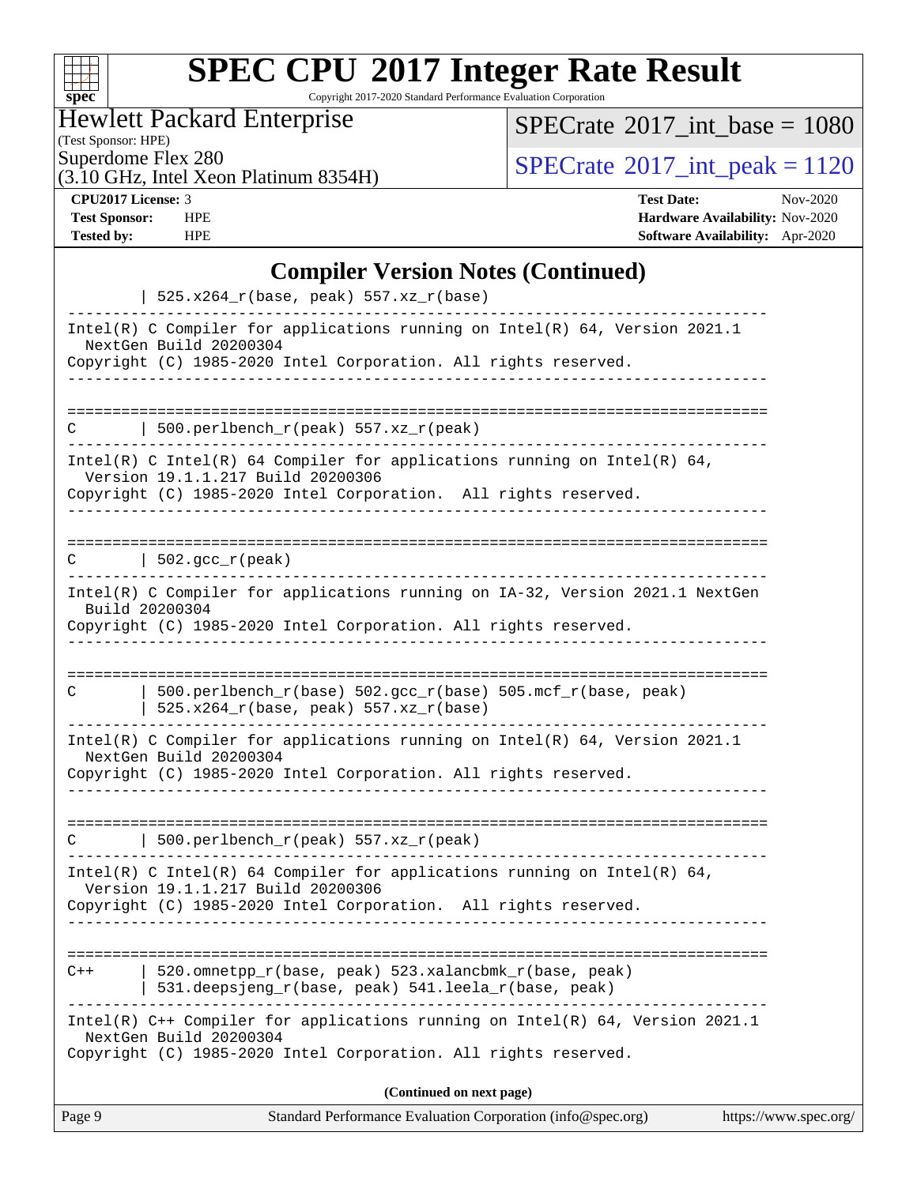# SPEC CPU 2017 Integer Rate Result

Copyright 2017-2020 Standard Performance Evaluation Corporation

**Hewlett Packard Enterprise**
(Test Sponsor: HPE)
Superdome Flex 280
(3.10 GHz, Intel Xeon Platinum 8354H)

SPECrate 2017_int_base = 1080
SPECrate 2017_int_peak = 1120

**CPU2017 License:** 3
**Test Sponsor:** HPE
**Tested by:** HPE

**Test Date:** Nov-2020
**Hardware Availability:** Nov-2020
**Software Availability:** Apr-2020

## Compiler Version Notes (Continued)

```
        | 525.x264_r(base, peak) 557.xz_r(base)
------------------------------------------------------------------------------
Intel(R) C Compiler for applications running on Intel(R) 64, Version 2021.1
  NextGen Build 20200304
Copyright (C) 1985-2020 Intel Corporation. All rights reserved.
------------------------------------------------------------------------------

==============================================================================
C       | 500.perlbench_r(peak) 557.xz_r(peak)
------------------------------------------------------------------------------
Intel(R) C Intel(R) 64 Compiler for applications running on Intel(R) 64,
  Version 19.1.1.217 Build 20200306
Copyright (C) 1985-2020 Intel Corporation.  All rights reserved.
------------------------------------------------------------------------------

==============================================================================
C       | 502.gcc_r(peak)
------------------------------------------------------------------------------
Intel(R) C Compiler for applications running on IA-32, Version 2021.1 NextGen
  Build 20200304
Copyright (C) 1985-2020 Intel Corporation. All rights reserved.
------------------------------------------------------------------------------

==============================================================================
C       | 500.perlbench_r(base) 502.gcc_r(base) 505.mcf_r(base, peak)
        | 525.x264_r(base, peak) 557.xz_r(base)
------------------------------------------------------------------------------
Intel(R) C Compiler for applications running on Intel(R) 64, Version 2021.1
  NextGen Build 20200304
Copyright (C) 1985-2020 Intel Corporation. All rights reserved.
------------------------------------------------------------------------------

==============================================================================
C       | 500.perlbench_r(peak) 557.xz_r(peak)
------------------------------------------------------------------------------
Intel(R) C Intel(R) 64 Compiler for applications running on Intel(R) 64,
  Version 19.1.1.217 Build 20200306
Copyright (C) 1985-2020 Intel Corporation.  All rights reserved.
------------------------------------------------------------------------------

==============================================================================
C++     | 520.omnetpp_r(base, peak) 523.xalancbmk_r(base, peak)
        | 531.deepsjeng_r(base, peak) 541.leela_r(base, peak)
------------------------------------------------------------------------------
Intel(R) C++ Compiler for applications running on Intel(R) 64, Version 2021.1
  NextGen Build 20200304
Copyright (C) 1985-2020 Intel Corporation. All rights reserved.
```

(Continued on next page)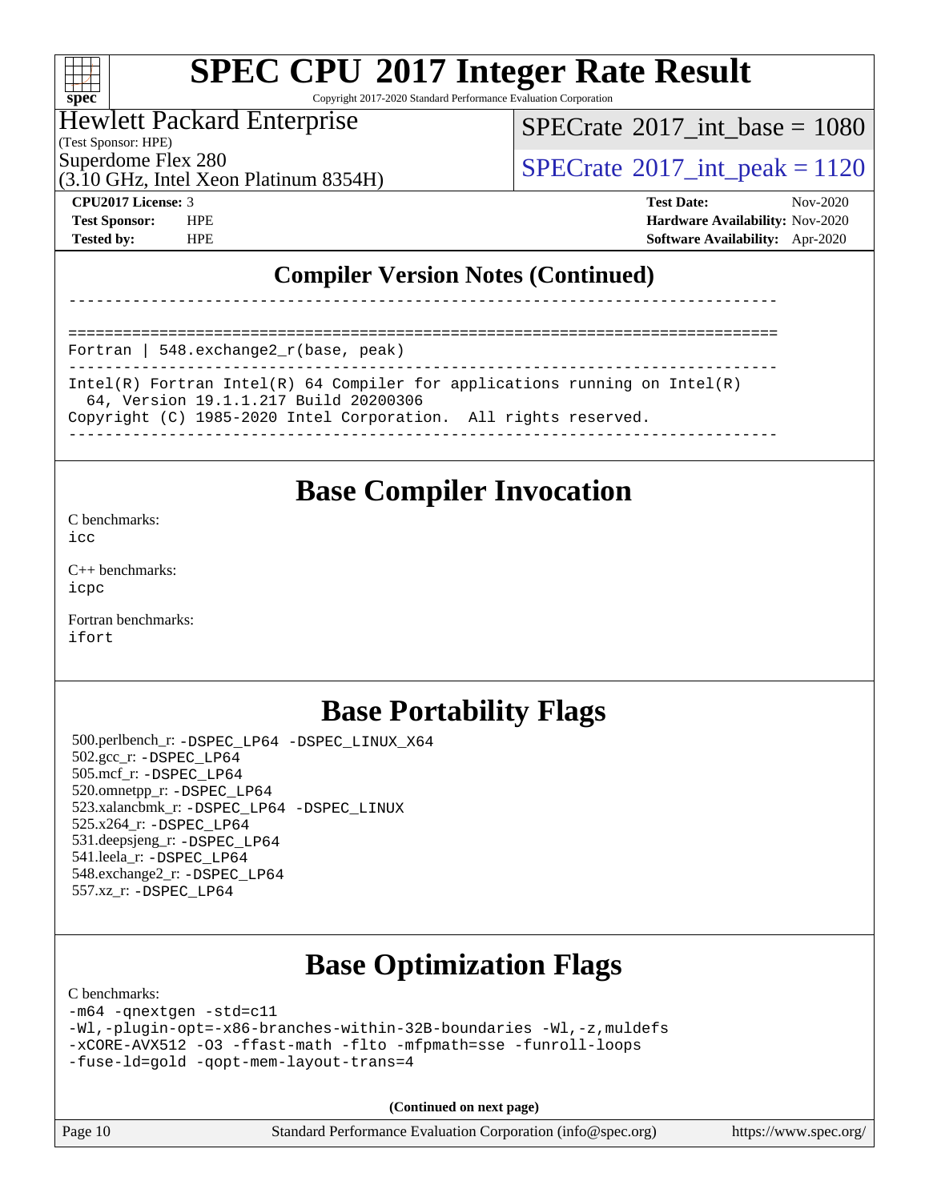# SPEC CPU 2017 Integer Rate Result

Copyright 2017-2020 Standard Performance Evaluation Corporation

Hewlett Packard Enterprise
(Test Sponsor: HPE)
Superdome Flex 280
(3.10 GHz, Intel Xeon Platinum 8354H)

SPECrate 2017_int_base = 1080

SPECrate 2017_int_peak = 1120

**CPU2017 License:** 3
**Test Sponsor:** HPE
**Tested by:** HPE

**Test Date:** Nov-2020
**Hardware Availability:** Nov-2020
**Software Availability:** Apr-2020

## Compiler Version Notes (Continued)

```
------------------------------------------------------------------------------

==============================================================================
Fortran | 548.exchange2_r(base, peak)
------------------------------------------------------------------------------
Intel(R) Fortran Intel(R) 64 Compiler for applications running on Intel(R)
  64, Version 19.1.1.217 Build 20200306
Copyright (C) 1985-2020 Intel Corporation.  All rights reserved.
------------------------------------------------------------------------------
```

## Base Compiler Invocation

C benchmarks:
`icc`

C++ benchmarks:
`icpc`

Fortran benchmarks:
`ifort`

## Base Portability Flags

500.perlbench_r: `-DSPEC_LP64 -DSPEC_LINUX_X64`
502.gcc_r: `-DSPEC_LP64`
505.mcf_r: `-DSPEC_LP64`
520.omnetpp_r: `-DSPEC_LP64`
523.xalancbmk_r: `-DSPEC_LP64 -DSPEC_LINUX`
525.x264_r: `-DSPEC_LP64`
531.deepsjeng_r: `-DSPEC_LP64`
541.leela_r: `-DSPEC_LP64`
548.exchange2_r: `-DSPEC_LP64`
557.xz_r: `-DSPEC_LP64`

## Base Optimization Flags

C benchmarks:

```
-m64 -qnextgen -std=c11
-Wl,-plugin-opt=-x86-branches-within-32B-boundaries -Wl,-z,muldefs
-xCORE-AVX512 -O3 -ffast-math -flto -mfpmath=sse -funroll-loops
-fuse-ld=gold -qopt-mem-layout-trans=4
```

**(Continued on next page)**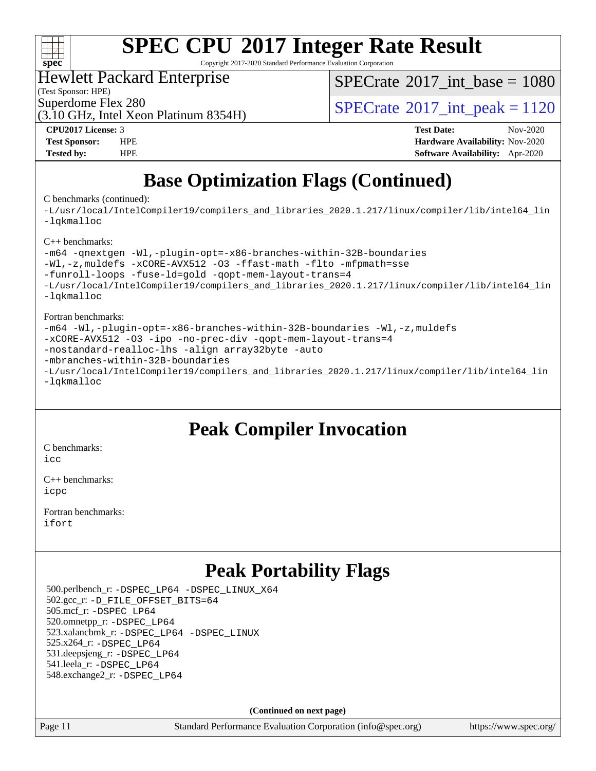# Base Optimization Flags (Continued)

C benchmarks (continued):

```
-L/usr/local/IntelCompiler19/compilers_and_libraries_2020.1.217/linux/compiler/lib/intel64_lin
-lqkmalloc
```

C++ benchmarks:

```
-m64 -qnextgen -Wl,-plugin-opt=-x86-branches-within-32B-boundaries
-Wl,-z,muldefs -xCORE-AVX512 -O3 -ffast-math -flto -mfpmath=sse
-funroll-loops -fuse-ld=gold -qopt-mem-layout-trans=4
-L/usr/local/IntelCompiler19/compilers_and_libraries_2020.1.217/linux/compiler/lib/intel64_lin
-lqkmalloc
```

Fortran benchmarks:

```
-m64 -Wl,-plugin-opt=-x86-branches-within-32B-boundaries -Wl,-z,muldefs
-xCORE-AVX512 -O3 -ipo -no-prec-div -qopt-mem-layout-trans=4
-nostandard-realloc-lhs -align array32byte -auto
-mbranches-within-32B-boundaries
-L/usr/local/IntelCompiler19/compilers_and_libraries_2020.1.217/linux/compiler/lib/intel64_lin
-lqkmalloc
```

# Peak Compiler Invocation

C benchmarks:
icc

C++ benchmarks:
icpc

Fortran benchmarks:
ifort

# Peak Portability Flags

500.perlbench_r: -DSPEC_LP64 -DSPEC_LINUX_X64
502.gcc_r: -D_FILE_OFFSET_BITS=64
505.mcf_r: -DSPEC_LP64
520.omnetpp_r: -DSPEC_LP64
523.xalancbmk_r: -DSPEC_LP64 -DSPEC_LINUX
525.x264_r: -DSPEC_LP64
531.deepsjeng_r: -DSPEC_LP64
541.leela_r: -DSPEC_LP64
548.exchange2_r: -DSPEC_LP64

**(Continued on next page)**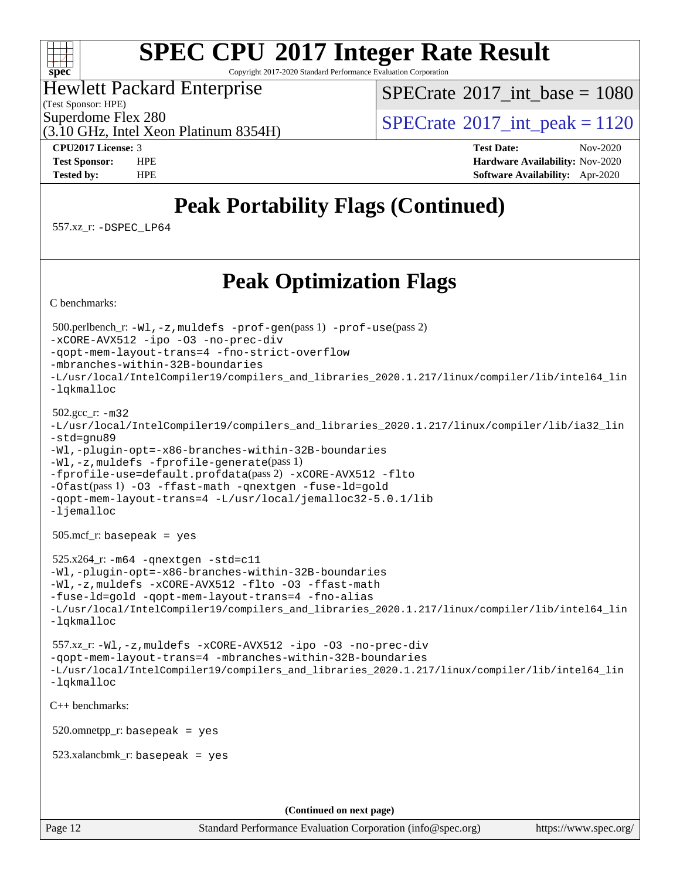# SPEC CPU 2017 Integer Rate Result

Copyright 2017-2020 Standard Performance Evaluation Corporation

Hewlett Packard Enterprise
(Test Sponsor: HPE)
Superdome Flex 280
(3.10 GHz, Intel Xeon Platinum 8354H)

SPECrate 2017_int_base = 1080

SPECrate 2017_int_peak = 1120

**CPU2017 License:** 3
**Test Sponsor:** HPE
**Tested by:** HPE

**Test Date:** Nov-2020
**Hardware Availability:** Nov-2020
**Software Availability:** Apr-2020

## Peak Portability Flags (Continued)

557.xz_r: -DSPEC_LP64

## Peak Optimization Flags

C benchmarks:

500.perlbench_r: -Wl,-z,muldefs -prof-gen(pass 1) -prof-use(pass 2)
-xCORE-AVX512 -ipo -O3 -no-prec-div
-qopt-mem-layout-trans=4 -fno-strict-overflow
-mbranches-within-32B-boundaries
-L/usr/local/IntelCompiler19/compilers_and_libraries_2020.1.217/linux/compiler/lib/intel64_lin
-lqkmalloc

502.gcc_r: -m32
-L/usr/local/IntelCompiler19/compilers_and_libraries_2020.1.217/linux/compiler/lib/ia32_lin
-std=gnu89
-Wl,-plugin-opt=-x86-branches-within-32B-boundaries
-Wl,-z,muldefs -fprofile-generate(pass 1)
-fprofile-use=default.profdata(pass 2) -xCORE-AVX512 -flto
-Ofast(pass 1) -O3 -ffast-math -qnextgen -fuse-ld=gold
-qopt-mem-layout-trans=4 -L/usr/local/jemalloc32-5.0.1/lib
-ljemalloc

505.mcf_r: basepeak = yes

525.x264_r: -m64 -qnextgen -std=c11
-Wl,-plugin-opt=-x86-branches-within-32B-boundaries
-Wl,-z,muldefs -xCORE-AVX512 -flto -O3 -ffast-math
-fuse-ld=gold -qopt-mem-layout-trans=4 -fno-alias
-L/usr/local/IntelCompiler19/compilers_and_libraries_2020.1.217/linux/compiler/lib/intel64_lin
-lqkmalloc

557.xz_r: -Wl,-z,muldefs -xCORE-AVX512 -ipo -O3 -no-prec-div
-qopt-mem-layout-trans=4 -mbranches-within-32B-boundaries
-L/usr/local/IntelCompiler19/compilers_and_libraries_2020.1.217/linux/compiler/lib/intel64_lin
-lqkmalloc

C++ benchmarks:

520.omnetpp_r: basepeak = yes

523.xalancbmk_r: basepeak = yes

**(Continued on next page)**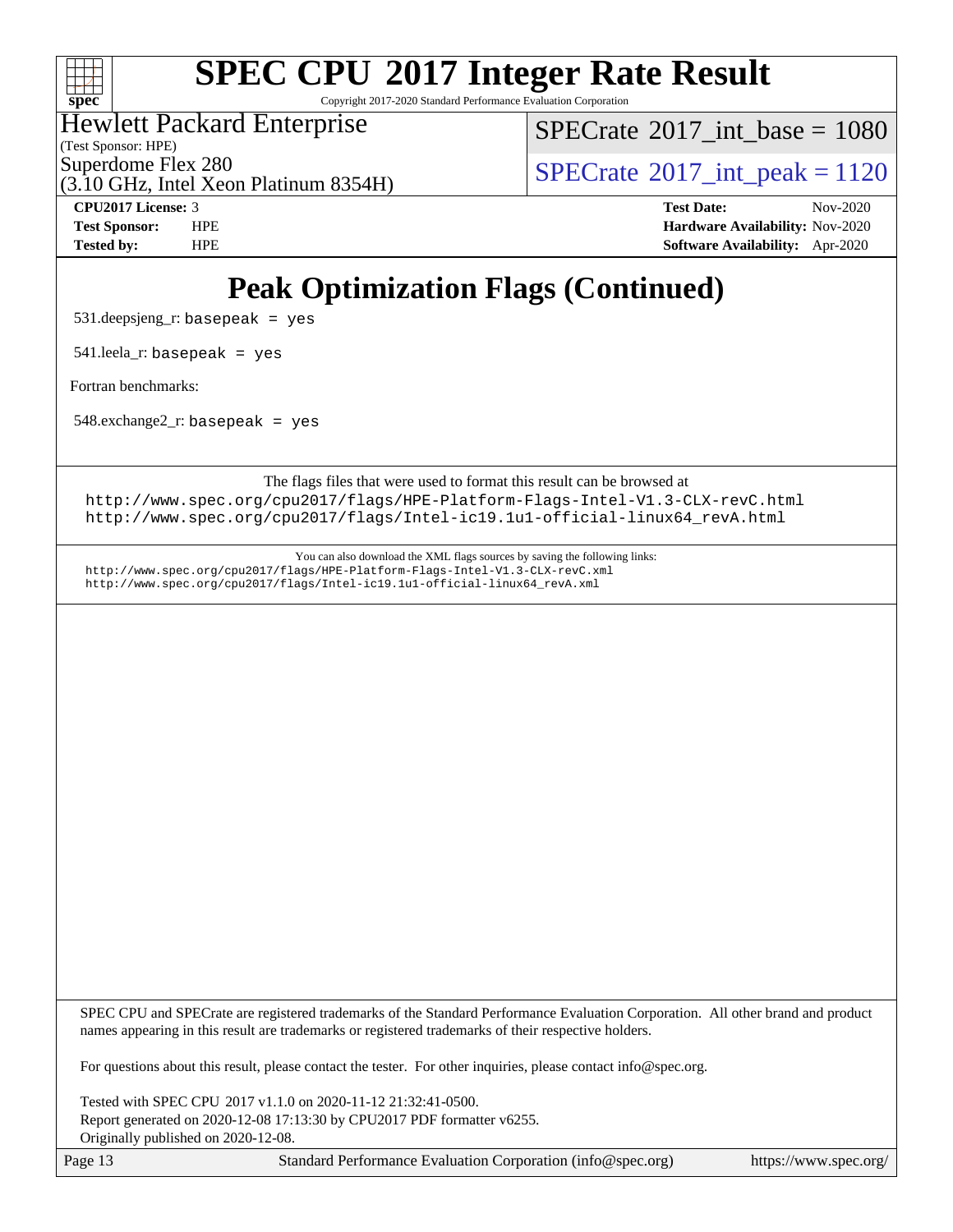# Peak Optimization Flags (Continued)

531.deepsjeng_r: basepeak = yes

541.leela_r: basepeak = yes

Fortran benchmarks:

548.exchange2_r: basepeak = yes

The flags files that were used to format this result can be browsed at
http://www.spec.org/cpu2017/flags/HPE-Platform-Flags-Intel-V1.3-CLX-revC.html
http://www.spec.org/cpu2017/flags/Intel-ic19.1u1-official-linux64_revA.html

You can also download the XML flags sources by saving the following links:
http://www.spec.org/cpu2017/flags/HPE-Platform-Flags-Intel-V1.3-CLX-revC.xml
http://www.spec.org/cpu2017/flags/Intel-ic19.1u1-official-linux64_revA.xml

SPEC CPU and SPECrate are registered trademarks of the Standard Performance Evaluation Corporation. All other brand and product names appearing in this result are trademarks or registered trademarks of their respective holders.

For questions about this result, please contact the tester. For other inquiries, please contact info@spec.org.

Tested with SPEC CPU 2017 v1.1.0 on 2020-11-12 21:32:41-0500.
Report generated on 2020-12-08 17:13:30 by CPU2017 PDF formatter v6255.
Originally published on 2020-12-08.